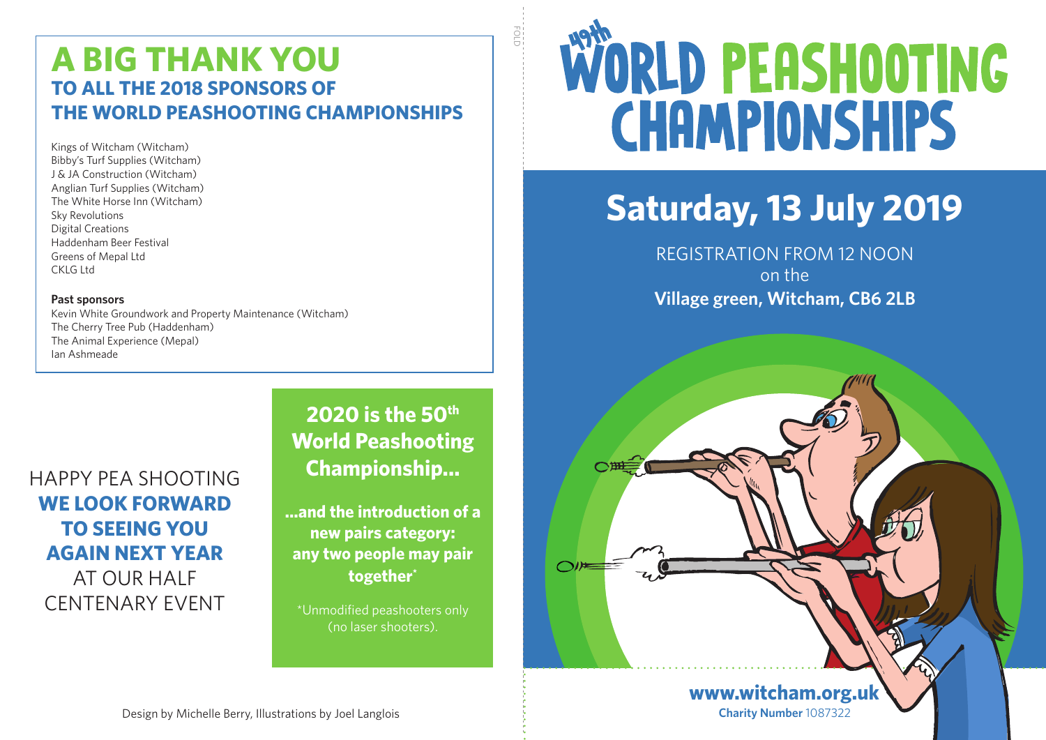# A BIG THANK YOU

## TO ALL THE 2018 SPONSORS OF THE WORLD PEASHOOTING CHAMPIONSHIPS

Kings of Witcham (Witcham)
Bibby's Turf Supplies (Witcham)
J & JA Construction (Witcham)
Anglian Turf Supplies (Witcham)
The White Horse Inn (Witcham)
Sky Revolutions
Digital Creations
Haddenham Beer Festival
Greens of Mepal Ltd
CKLG Ltd

**Past sponsors**
Kevin White Groundwork and Property Maintenance (Witcham)
The Cherry Tree Pub (Haddenham)
The Animal Experience (Mepal)
Ian Ashmeade

HAPPY PEA SHOOTING
**WE LOOK FORWARD TO SEEING YOU AGAIN NEXT YEAR**
AT OUR HALF CENTENARY EVENT

**2020 is the 50th World Peashooting Championship...**

**...and the introduction of a new pairs category: any two people may pair together***

*Unmodified peashooters only (no laser shooters).

Design by Michelle Berry, Illustrations by Joel Langlois

# 49th WORLD PEASHOOTING CHAMPIONSHIPS

## Saturday, 13 July 2019

REGISTRATION FROM 12 NOON
on the
**Village green, Witcham, CB6 2LB**

**www.witcham.org.uk**
**Charity Number** 1087322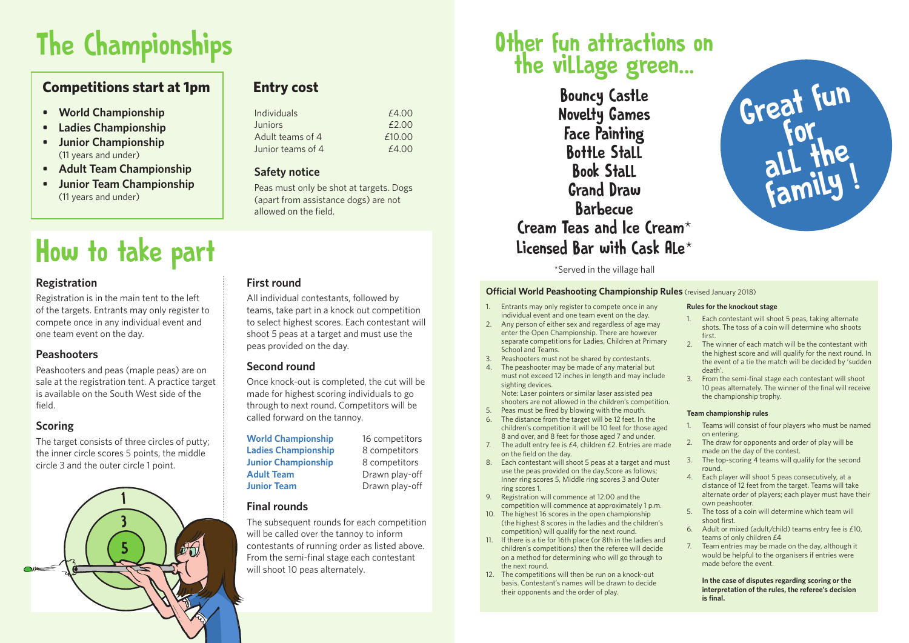# The Championships

## Competitions start at 1pm

- **World Championship**
- **Ladies Championship**
- **Junior Championship** (11 years and under)
- **Adult Team Championship**
- **Junior Team Championship** (11 years and under)

## Entry cost

| | |
|---|---|
| Individuals | £4.00 |
| Juniors | £2.00 |
| Adult teams of 4 | £10.00 |
| Junior teams of 4 | £4.00 |

### Safety notice

Peas must only be shot at targets. Dogs (apart from assistance dogs) are not allowed on the field.

# How to take part

### Registration

Registration is in the main tent to the left of the targets. Entrants may only register to compete once in any individual event and one team event on the day.

### Peashooters

Peashooters and peas (maple peas) are on sale at the registration tent. A practice target is available on the South West side of the field.

### Scoring

The target consists of three circles of putty; the inner circle scores 5 points, the middle circle 3 and the outer circle 1 point.

1
3
5

### First round

All individual contestants, followed by teams, take part in a knock out competition to select highest scores. Each contestant will shoot 5 peas at a target and must use the peas provided on the day.

### Second round

Once knock-out is completed, the cut will be made for highest scoring individuals to go through to next round. Competitors will be called forward on the tannoy.

| | |
|---|---|
| **World Championship** | 16 competitors |
| **Ladies Championship** | 8 competitors |
| **Junior Championship** | 8 competitors |
| **Adult Team** | Drawn play-off |
| **Junior Team** | Drawn play-off |

### Final rounds

The subsequent rounds for each competition will be called over the tannoy to inform contestants of running order as listed above. From the semi-final stage each contestant will shoot 10 peas alternately.

# Other fun attractions on the village green...

Bouncy Castle
Novelty Games
Face Painting
Bottle Stall
Book Stall
Grand Draw
Barbecue
Cream Teas and Ice Cream*
Licensed Bar with Cask Ale*

*Served in the village hall

Great fun for all the family !

### Official World Peashooting Championship Rules (revised January 2018)

1. Entrants may only register to compete once in any individual event and one team event on the day.
2. Any person of either sex and regardless of age may enter the Open Championship. There are however separate competitions for Ladies, Children at Primary School and Teams.
3. Peashooters must not be shared by contestants.
4. The peashooter may be made of any material but must not exceed 12 inches in length and may include sighting devices.
   Note: Laser pointers or similar laser assisted pea shooters are not allowed in the children's competition.
5. Peas must be fired by blowing with the mouth.
6. The distance from the target will be 12 feet. In the children's competition it will be 10 feet for those aged 8 and over, and 8 feet for those aged 7 and under.
7. The adult entry fee is £4, children £2. Entries are made on the field on the day.
8. Each contestant will shoot 5 peas at a target and must use the peas provided on the day.Score as follows; Inner ring scores 5, Middle ring scores 3 and Outer ring scores 1.
9. Registration will commence at 12.00 and the competition will commence at approximately 1 p.m.
10. The highest 16 scores in the open championship (the highest 8 scores in the ladies and the children's competition) will qualify for the next round.
11. If there is a tie for 16th place (or 8th in the ladies and children's competitions) then the referee will decide on a method for determining who will go through to the next round.
12. The competitions will then be run on a knock-out basis. Contestant's names will be drawn to decide their opponents and the order of play.

**Rules for the knockout stage**

1. Each contestant will shoot 5 peas, taking alternate shots. The toss of a coin will determine who shoots first.
2. The winner of each match will be the contestant with the highest score and will qualify for the next round. In the event of a tie the match will be decided by 'sudden death'.
3. From the semi-final stage each contestant will shoot 10 peas alternately. The winner of the final will receive the championship trophy.

**Team championship rules**

1. Teams will consist of four players who must be named on entering.
2. The draw for opponents and order of play will be made on the day of the contest.
3. The top-scoring 4 teams will qualify for the second round.
4. Each player will shoot 5 peas consecutively, at a distance of 12 feet from the target. Teams will take alternate order of players; each player must have their own peashooter.
5. The toss of a coin will determine which team will shoot first.
6. Adult or mixed (adult/child) teams entry fee is £10, teams of only children £4
7. Team entries may be made on the day, although it would be helpful to the organisers if entries were made before the event.

**In the case of disputes regarding scoring or the interpretation of the rules, the referee's decision is final.**